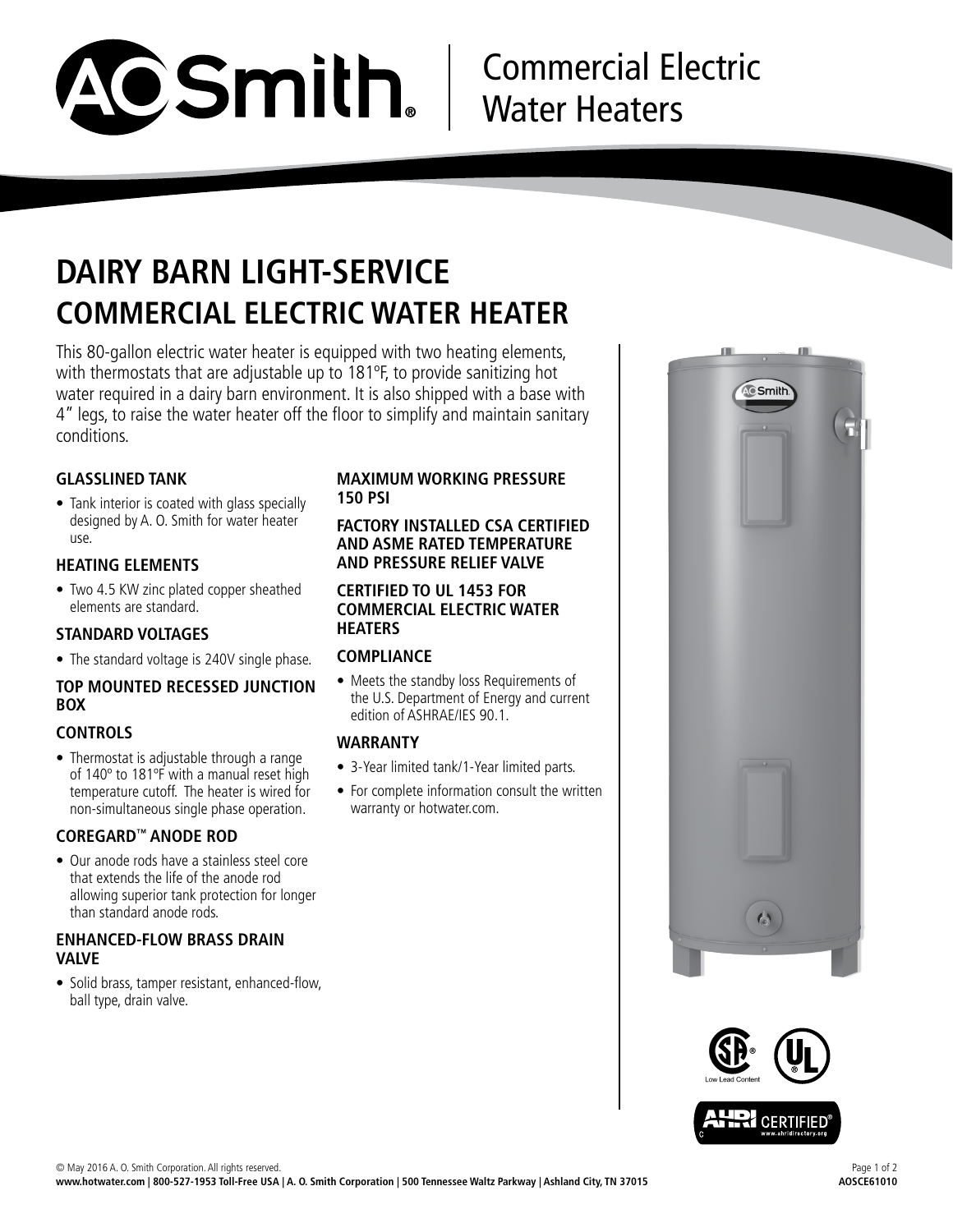# A.O. Smith | Commercial Electric Water Heaters

## DAIRY BARN LIGHT-SERVICE COMMERCIAL ELECTRIC WATER HEATER

This 80-gallon electric water heater is equipped with two heating elements, with thermostats that are adjustable up to 181ºF, to provide sanitizing hot water required in a dairy barn environment. It is also shipped with a base with 4" legs, to raise the water heater off the floor to simplify and maintain sanitary conditions.

### GLASSLINED TANK

- Tank interior is coated with glass specially designed by A. O. Smith for water heater use.

### HEATING ELEMENTS

- Two 4.5 KW zinc plated copper sheathed elements are standard.

### STANDARD VOLTAGES

- The standard voltage is 240V single phase.

### TOP MOUNTED RECESSED JUNCTION BOX

### CONTROLS

- Thermostat is adjustable through a range of 140º to 181ºF with a manual reset high temperature cutoff. The heater is wired for non-simultaneous single phase operation.

### COREGARD™ ANODE ROD

- Our anode rods have a stainless steel core that extends the life of the anode rod allowing superior tank protection for longer than standard anode rods.

### ENHANCED-FLOW BRASS DRAIN VALVE

- Solid brass, tamper resistant, enhanced-flow, ball type, drain valve.

### MAXIMUM WORKING PRESSURE 150 PSI

### FACTORY INSTALLED CSA CERTIFIED AND ASME RATED TEMPERATURE AND PRESSURE RELIEF VALVE

### CERTIFIED TO UL 1453 FOR COMMERCIAL ELECTRIC WATER HEATERS

### COMPLIANCE

- Meets the standby loss Requirements of the U.S. Department of Energy and current edition of ASHRAE/IES 90.1.

### WARRANTY

- 3-Year limited tank/1-Year limited parts.
- For complete information consult the written warranty or hotwater.com.

Low Lead Content

AHRI CERTIFIED® www.ahridirectory.org

© May 2016 A. O. Smith Corporation. All rights reserved.
**www.hotwater.com | 800-527-1953 Toll-Free USA | A. O. Smith Corporation | 500 Tennessee Waltz Parkway | Ashland City, TN 37015**

**AOSCE61010**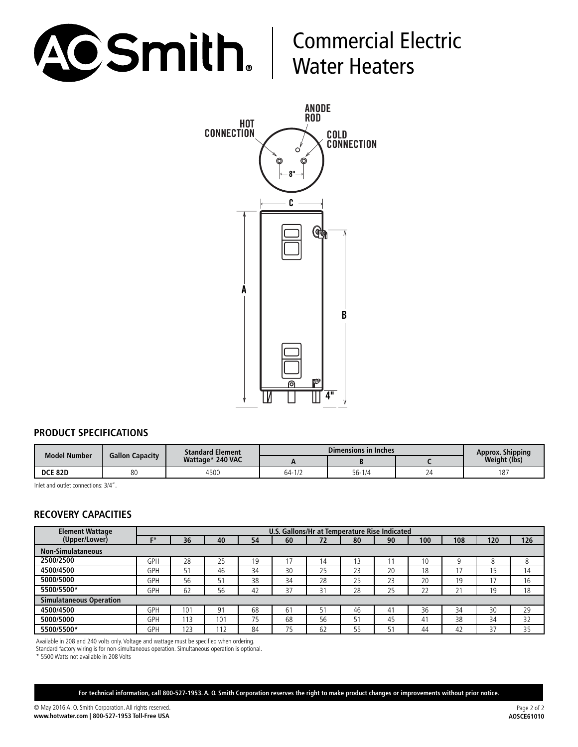# Commercial Electric Water Heaters

HOT CONNECTION

ANODE ROD

COLD CONNECTION

8"

C

A

B

4"

## PRODUCT SPECIFICATIONS

| Model Number | Gallon Capacity | Standard Element Wattage* 240 VAC | Dimensions in Inches | | | Approx. Shipping Weight (lbs) |
|---|---|---|---|---|---|---|
| | | | A | B | C | |
| DCE 82D | 80 | 4500 | 64-1/2 | 56-1/4 | 24 | 187 |

Inlet and outlet connections: 3/4".

## RECOVERY CAPACITIES

| Element Wattage (Upper/Lower) | U.S. Gallons/Hr at Temperature Rise Indicated | | | | | | | | | | | |
|---|---|---|---|---|---|---|---|---|---|---|---|---|
| | F° | 36 | 40 | 54 | 60 | 72 | 80 | 90 | 100 | 108 | 120 | 126 |
| **Non-Simulataneous** | | | | | | | | | | | | |
| 2500/2500 | GPH | 28 | 25 | 19 | 17 | 14 | 13 | 11 | 10 | 9 | 8 | 8 |
| 4500/4500 | GPH | 51 | 46 | 34 | 30 | 25 | 23 | 20 | 18 | 17 | 15 | 14 |
| 5000/5000 | GPH | 56 | 51 | 38 | 34 | 28 | 25 | 23 | 20 | 19 | 17 | 16 |
| 5500/5500* | GPH | 62 | 56 | 42 | 37 | 31 | 28 | 25 | 22 | 21 | 19 | 18 |
| **Simulataneous Operation** | | | | | | | | | | | | |
| 4500/4500 | GPH | 101 | 91 | 68 | 61 | 51 | 46 | 41 | 36 | 34 | 30 | 29 |
| 5000/5000 | GPH | 113 | 101 | 75 | 68 | 56 | 51 | 45 | 41 | 38 | 34 | 32 |
| 5500/5500* | GPH | 123 | 112 | 84 | 75 | 62 | 55 | 51 | 44 | 42 | 37 | 35 |

Available in 208 and 240 volts only. Voltage and wattage must be specified when ordering.
Standard factory wiring is for non-simultaneous operation. Simultaneous operation is optional.
* 5500 Watts not available in 208 Volts

**For technical information, call 800-527-1953. A. O. Smith Corporation reserves the right to make product changes or improvements without prior notice.**

© May 2016 A. O. Smith Corporation. All rights reserved.
**www.hotwater.com | 800-527-1953 Toll-Free USA**

**AOSCE61010**